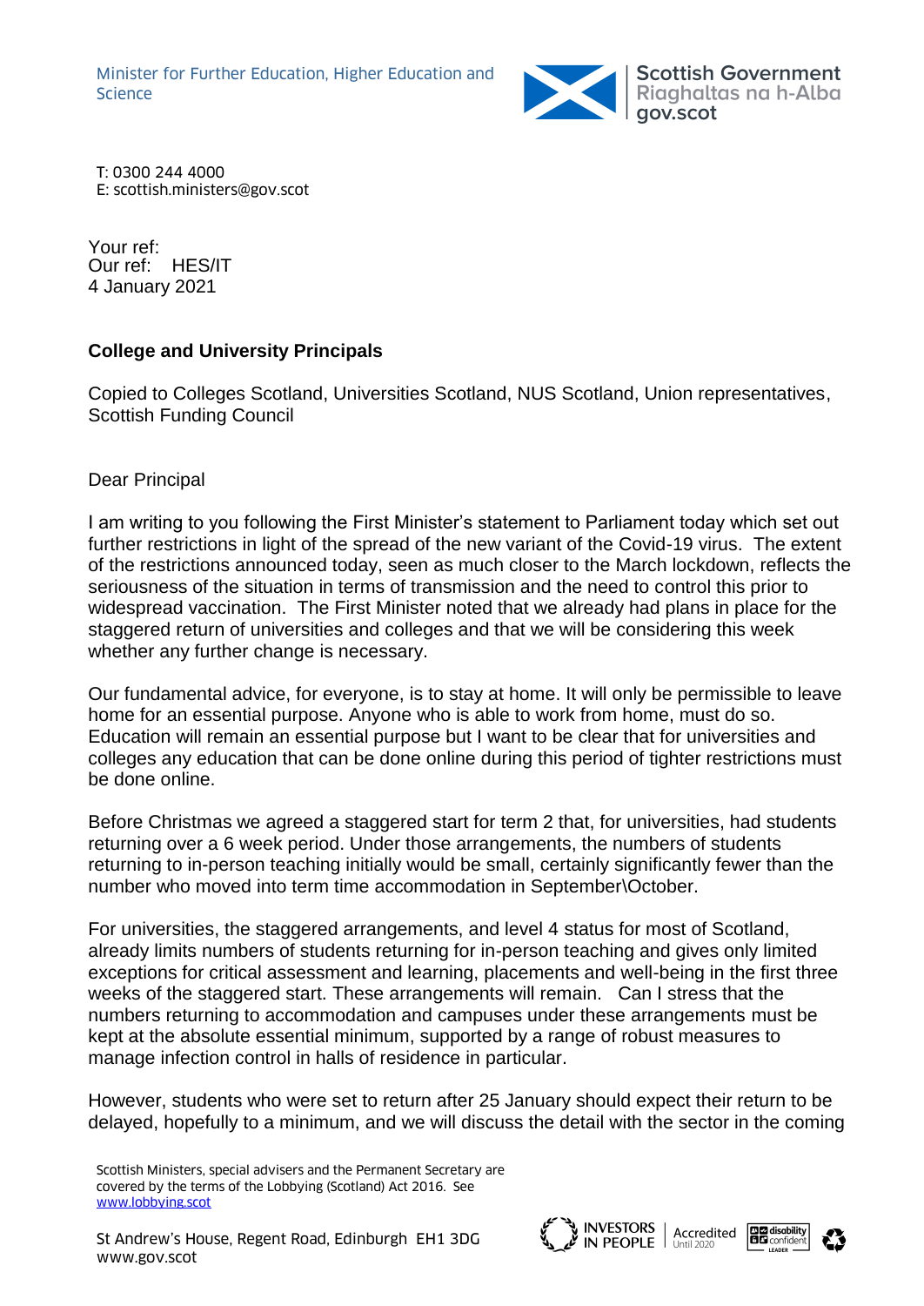Minister for Further Education, Higher Education and Science

Scottish Government
Riaghaltas na h-Alba
gov.scot

T: 0300 244 4000
E: scottish.ministers@gov.scot

Your ref:
Our ref: HES/IT
4 January 2021

**College and University Principals**

Copied to Colleges Scotland, Universities Scotland, NUS Scotland, Union representatives, Scottish Funding Council

Dear Principal

I am writing to you following the First Minister's statement to Parliament today which set out further restrictions in light of the spread of the new variant of the Covid-19 virus. The extent of the restrictions announced today, seen as much closer to the March lockdown, reflects the seriousness of the situation in terms of transmission and the need to control this prior to widespread vaccination. The First Minister noted that we already had plans in place for the staggered return of universities and colleges and that we will be considering this week whether any further change is necessary.

Our fundamental advice, for everyone, is to stay at home. It will only be permissible to leave home for an essential purpose. Anyone who is able to work from home, must do so. Education will remain an essential purpose but I want to be clear that for universities and colleges any education that can be done online during this period of tighter restrictions must be done online.

Before Christmas we agreed a staggered start for term 2 that, for universities, had students returning over a 6 week period. Under those arrangements, the numbers of students returning to in-person teaching initially would be small, certainly significantly fewer than the number who moved into term time accommodation in September\October.

For universities, the staggered arrangements, and level 4 status for most of Scotland, already limits numbers of students returning for in-person teaching and gives only limited exceptions for critical assessment and learning, placements and well-being in the first three weeks of the staggered start. These arrangements will remain. Can I stress that the numbers returning to accommodation and campuses under these arrangements must be kept at the absolute essential minimum, supported by a range of robust measures to manage infection control in halls of residence in particular.

However, students who were set to return after 25 January should expect their return to be delayed, hopefully to a minimum, and we will discuss the detail with the sector in the coming

Scottish Ministers, special advisers and the Permanent Secretary are covered by the terms of the Lobbying (Scotland) Act 2016. See www.lobbying.scot

St Andrew's House, Regent Road, Edinburgh EH1 3DG
www.gov.scot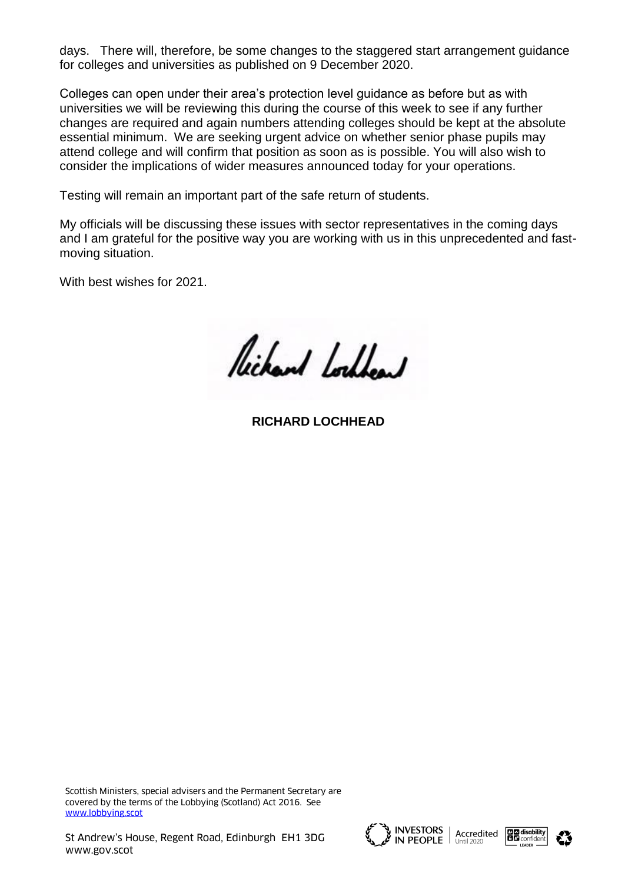days. There will, therefore, be some changes to the staggered start arrangement guidance for colleges and universities as published on 9 December 2020.

Colleges can open under their area's protection level guidance as before but as with universities we will be reviewing this during the course of this week to see if any further changes are required and again numbers attending colleges should be kept at the absolute essential minimum. We are seeking urgent advice on whether senior phase pupils may attend college and will confirm that position as soon as is possible. You will also wish to consider the implications of wider measures announced today for your operations.

Testing will remain an important part of the safe return of students.

My officials will be discussing these issues with sector representatives in the coming days and I am grateful for the positive way you are working with us in this unprecedented and fast-moving situation.

With best wishes for 2021.

Richard Lochhead

**RICHARD LOCHHEAD**

Scottish Ministers, special advisers and the Permanent Secretary are covered by the terms of the Lobbying (Scotland) Act 2016. See www.lobbying.scot

St Andrew's House, Regent Road, Edinburgh EH1 3DG
www.gov.scot